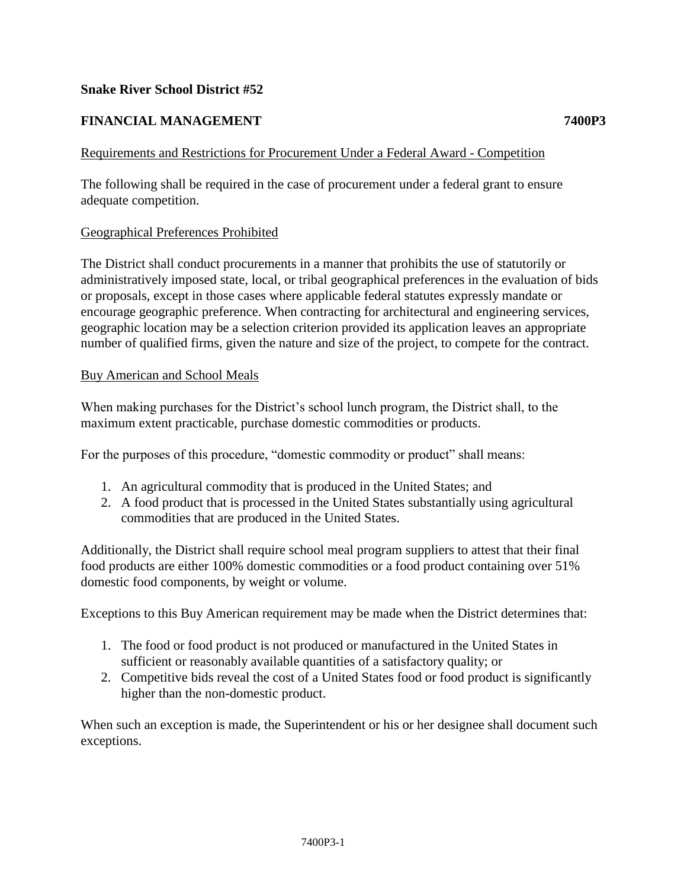**Snake River School District #52**

**FINANCIAL MANAGEMENT** **7400P3**

Requirements and Restrictions for Procurement Under a Federal Award - Competition

The following shall be required in the case of procurement under a federal grant to ensure adequate competition.

Geographical Preferences Prohibited

The District shall conduct procurements in a manner that prohibits the use of statutorily or administratively imposed state, local, or tribal geographical preferences in the evaluation of bids or proposals, except in those cases where applicable federal statutes expressly mandate or encourage geographic preference. When contracting for architectural and engineering services, geographic location may be a selection criterion provided its application leaves an appropriate number of qualified firms, given the nature and size of the project, to compete for the contract.

Buy American and School Meals

When making purchases for the District's school lunch program, the District shall, to the maximum extent practicable, purchase domestic commodities or products.

For the purposes of this procedure, "domestic commodity or product" shall means:

1. An agricultural commodity that is produced in the United States; and
2. A food product that is processed in the United States substantially using agricultural commodities that are produced in the United States.

Additionally, the District shall require school meal program suppliers to attest that their final food products are either 100% domestic commodities or a food product containing over 51% domestic food components, by weight or volume.

Exceptions to this Buy American requirement may be made when the District determines that:

1. The food or food product is not produced or manufactured in the United States in sufficient or reasonably available quantities of a satisfactory quality; or
2. Competitive bids reveal the cost of a United States food or food product is significantly higher than the non-domestic product.

When such an exception is made, the Superintendent or his or her designee shall document such exceptions.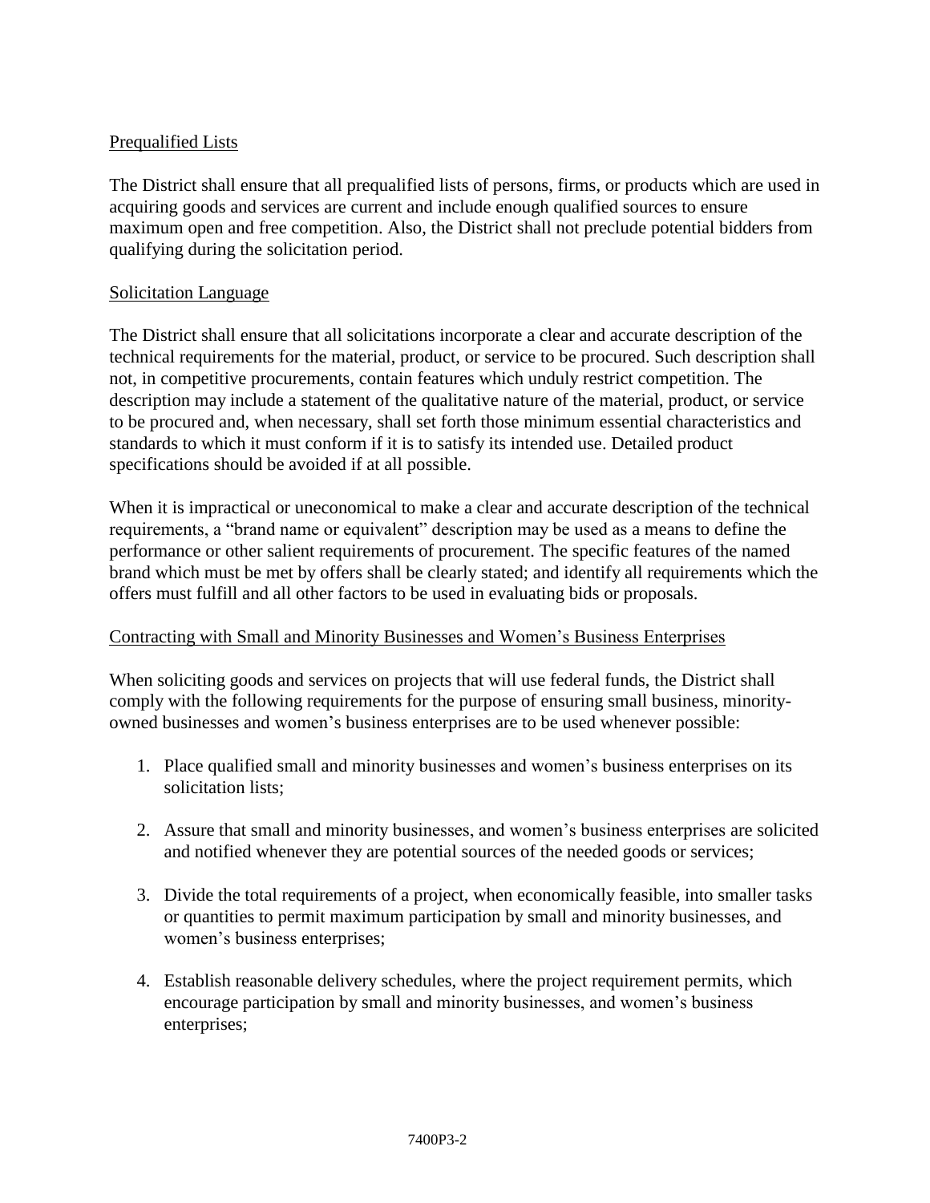## Prequalified Lists

The District shall ensure that all prequalified lists of persons, firms, or products which are used in acquiring goods and services are current and include enough qualified sources to ensure maximum open and free competition. Also, the District shall not preclude potential bidders from qualifying during the solicitation period.

## Solicitation Language

The District shall ensure that all solicitations incorporate a clear and accurate description of the technical requirements for the material, product, or service to be procured. Such description shall not, in competitive procurements, contain features which unduly restrict competition. The description may include a statement of the qualitative nature of the material, product, or service to be procured and, when necessary, shall set forth those minimum essential characteristics and standards to which it must conform if it is to satisfy its intended use. Detailed product specifications should be avoided if at all possible.

When it is impractical or uneconomical to make a clear and accurate description of the technical requirements, a "brand name or equivalent" description may be used as a means to define the performance or other salient requirements of procurement. The specific features of the named brand which must be met by offers shall be clearly stated; and identify all requirements which the offers must fulfill and all other factors to be used in evaluating bids or proposals.

## Contracting with Small and Minority Businesses and Women's Business Enterprises

When soliciting goods and services on projects that will use federal funds, the District shall comply with the following requirements for the purpose of ensuring small business, minority-owned businesses and women's business enterprises are to be used whenever possible:

1. Place qualified small and minority businesses and women's business enterprises on its solicitation lists;

2. Assure that small and minority businesses, and women's business enterprises are solicited and notified whenever they are potential sources of the needed goods or services;

3. Divide the total requirements of a project, when economically feasible, into smaller tasks or quantities to permit maximum participation by small and minority businesses, and women's business enterprises;

4. Establish reasonable delivery schedules, where the project requirement permits, which encourage participation by small and minority businesses, and women's business enterprises;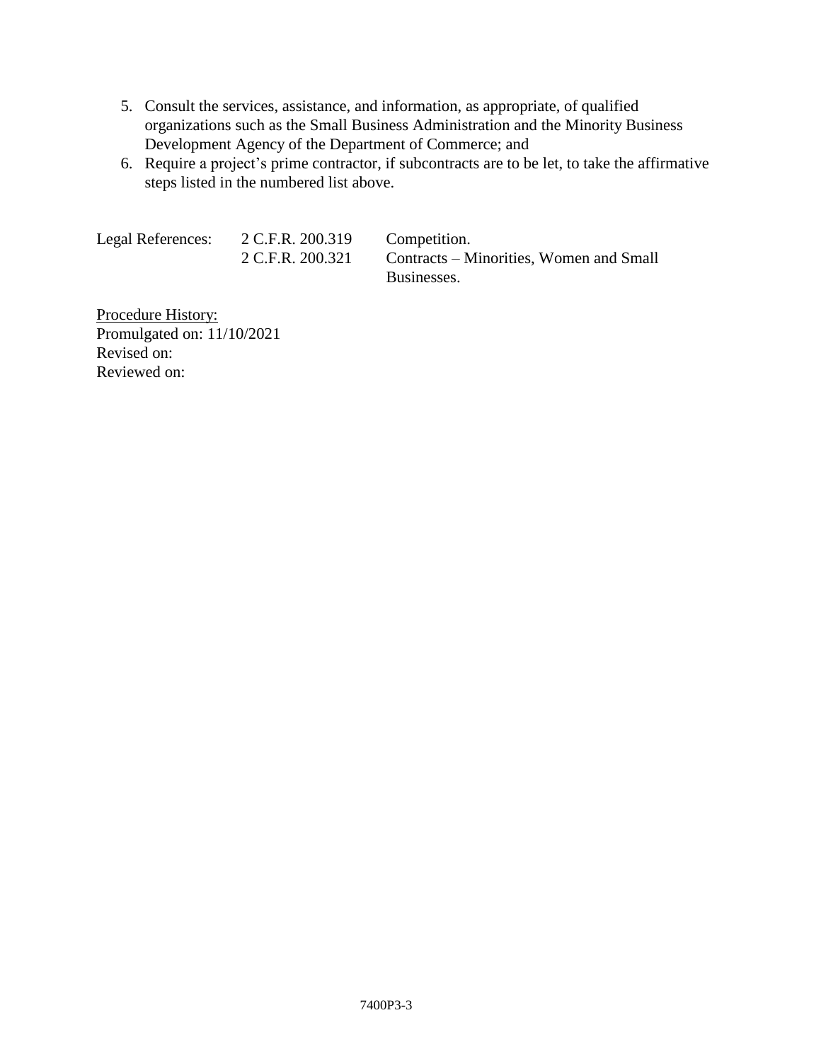5. Consult the services, assistance, and information, as appropriate, of qualified organizations such as the Small Business Administration and the Minority Business Development Agency of the Department of Commerce; and
6. Require a project's prime contractor, if subcontracts are to be let, to take the affirmative steps listed in the numbered list above.

| | | |
|---|---|---|
| Legal References: | 2 C.F.R. 200.319 | Competition. |
| | 2 C.F.R. 200.321 | Contracts – Minorities, Women and Small Businesses. |

<u>Procedure History:</u>
Promulgated on: 11/10/2021
Revised on:
Reviewed on: